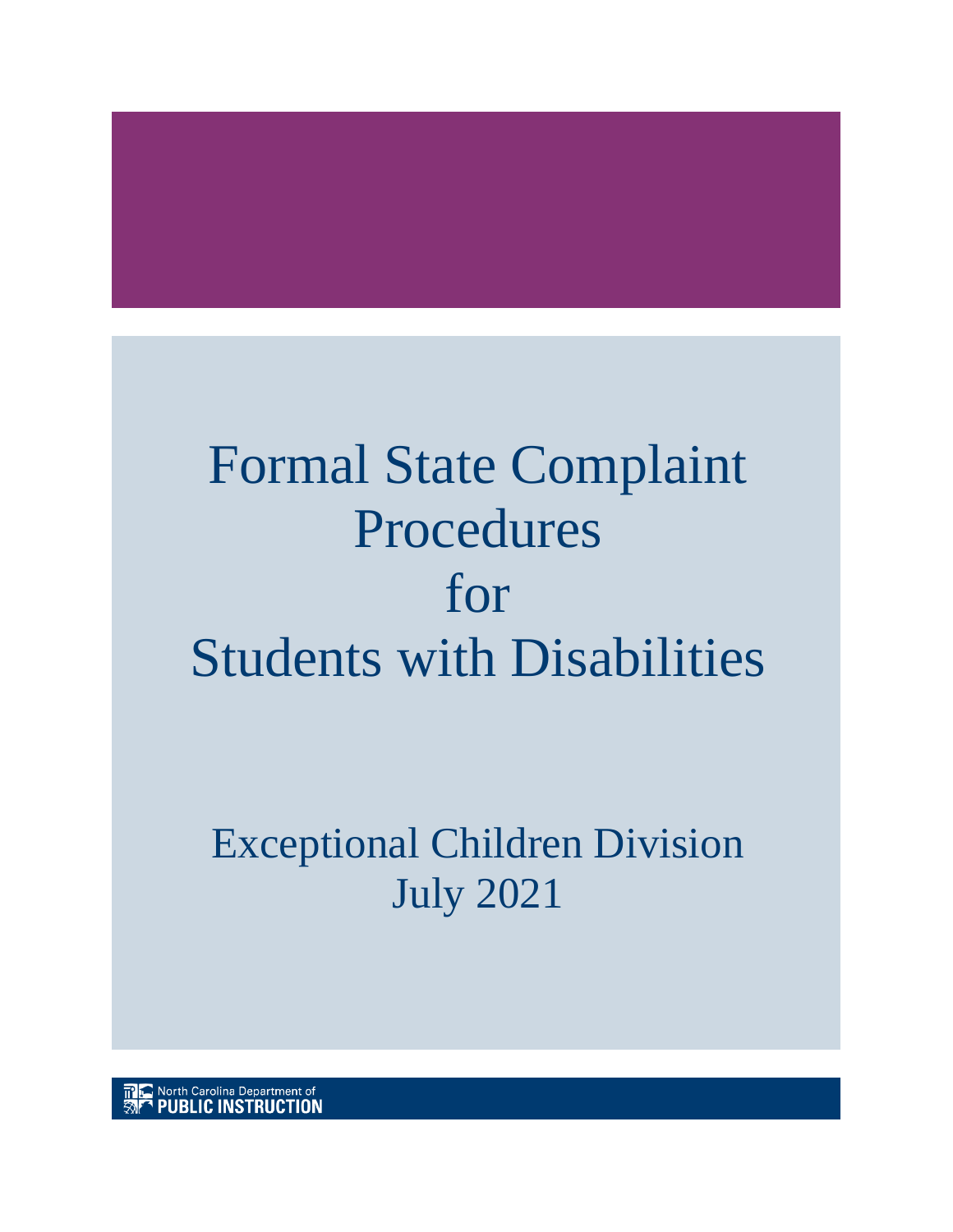# Formal State Complaint Procedures for Students with Disabilities

Exceptional Children Division
July 2021

North Carolina Department of
PUBLIC INSTRUCTION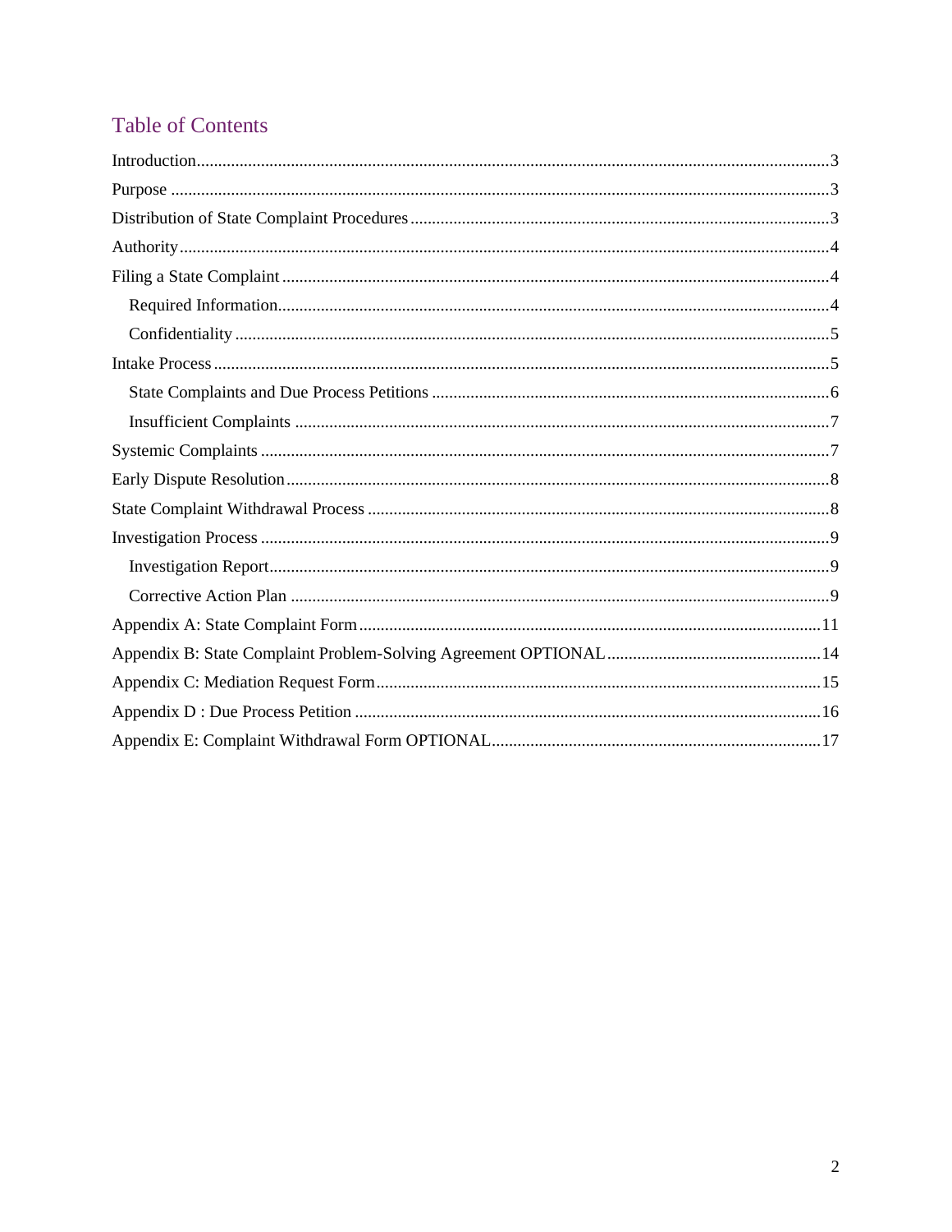## Table of Contents

- Introduction ... 3
- Purpose ... 3
- Distribution of State Complaint Procedures ... 3
- Authority ... 4
- Filing a State Complaint ... 4
  - Required Information ... 4
  - Confidentiality ... 5
- Intake Process ... 5
  - State Complaints and Due Process Petitions ... 6
  - Insufficient Complaints ... 7
- Systemic Complaints ... 7
- Early Dispute Resolution ... 8
- State Complaint Withdrawal Process ... 8
- Investigation Process ... 9
  - Investigation Report ... 9
  - Corrective Action Plan ... 9
- Appendix A: State Complaint Form ... 11
- Appendix B: State Complaint Problem-Solving Agreement OPTIONAL ... 14
- Appendix C: Mediation Request Form ... 15
- Appendix D : Due Process Petition ... 16
- Appendix E: Complaint Withdrawal Form OPTIONAL ... 17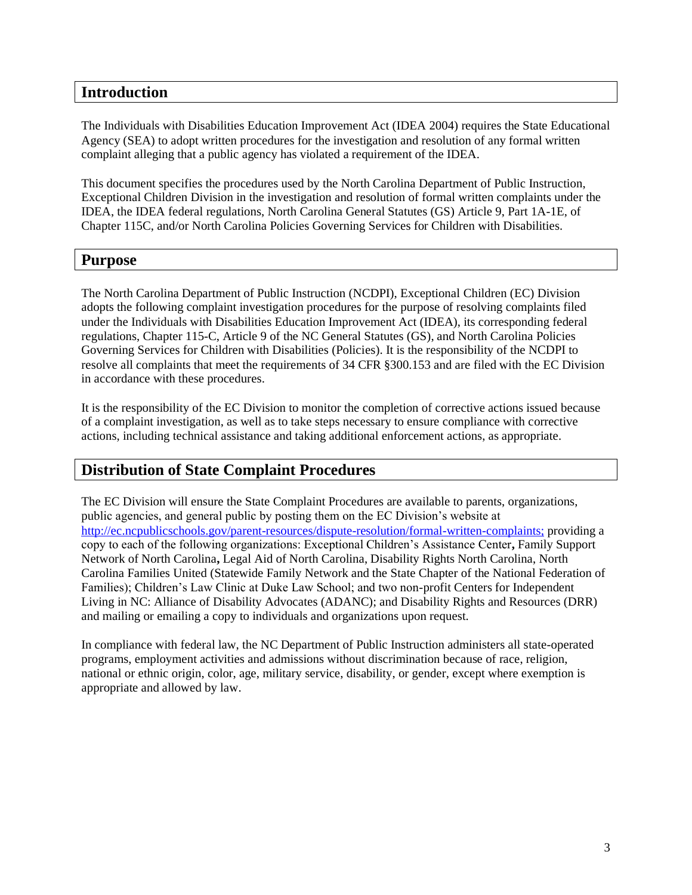## Introduction

The Individuals with Disabilities Education Improvement Act (IDEA 2004) requires the State Educational Agency (SEA) to adopt written procedures for the investigation and resolution of any formal written complaint alleging that a public agency has violated a requirement of the IDEA.

This document specifies the procedures used by the North Carolina Department of Public Instruction, Exceptional Children Division in the investigation and resolution of formal written complaints under the IDEA, the IDEA federal regulations, North Carolina General Statutes (GS) Article 9, Part 1A-1E, of Chapter 115C, and/or North Carolina Policies Governing Services for Children with Disabilities.

## Purpose

The North Carolina Department of Public Instruction (NCDPI), Exceptional Children (EC) Division adopts the following complaint investigation procedures for the purpose of resolving complaints filed under the Individuals with Disabilities Education Improvement Act (IDEA), its corresponding federal regulations, Chapter 115-C, Article 9 of the NC General Statutes (GS), and North Carolina Policies Governing Services for Children with Disabilities (Policies). It is the responsibility of the NCDPI to resolve all complaints that meet the requirements of 34 CFR §300.153 and are filed with the EC Division in accordance with these procedures.

It is the responsibility of the EC Division to monitor the completion of corrective actions issued because of a complaint investigation, as well as to take steps necessary to ensure compliance with corrective actions, including technical assistance and taking additional enforcement actions, as appropriate.

## Distribution of State Complaint Procedures

The EC Division will ensure the State Complaint Procedures are available to parents, organizations, public agencies, and general public by posting them on the EC Division's website at [http://ec.ncpublicschools.gov/parent-resources/dispute-resolution/formal-written-complaints;](http://ec.ncpublicschools.gov/parent-resources/dispute-resolution/formal-written-complaints) providing a copy to each of the following organizations: Exceptional Children's Assistance Center**,** Family Support Network of North Carolina**,** Legal Aid of North Carolina, Disability Rights North Carolina, North Carolina Families United (Statewide Family Network and the State Chapter of the National Federation of Families); Children's Law Clinic at Duke Law School; and two non-profit Centers for Independent Living in NC: Alliance of Disability Advocates (ADANC); and Disability Rights and Resources (DRR) and mailing or emailing a copy to individuals and organizations upon request.

In compliance with federal law, the NC Department of Public Instruction administers all state-operated programs, employment activities and admissions without discrimination because of race, religion, national or ethnic origin, color, age, military service, disability, or gender, except where exemption is appropriate and allowed by law.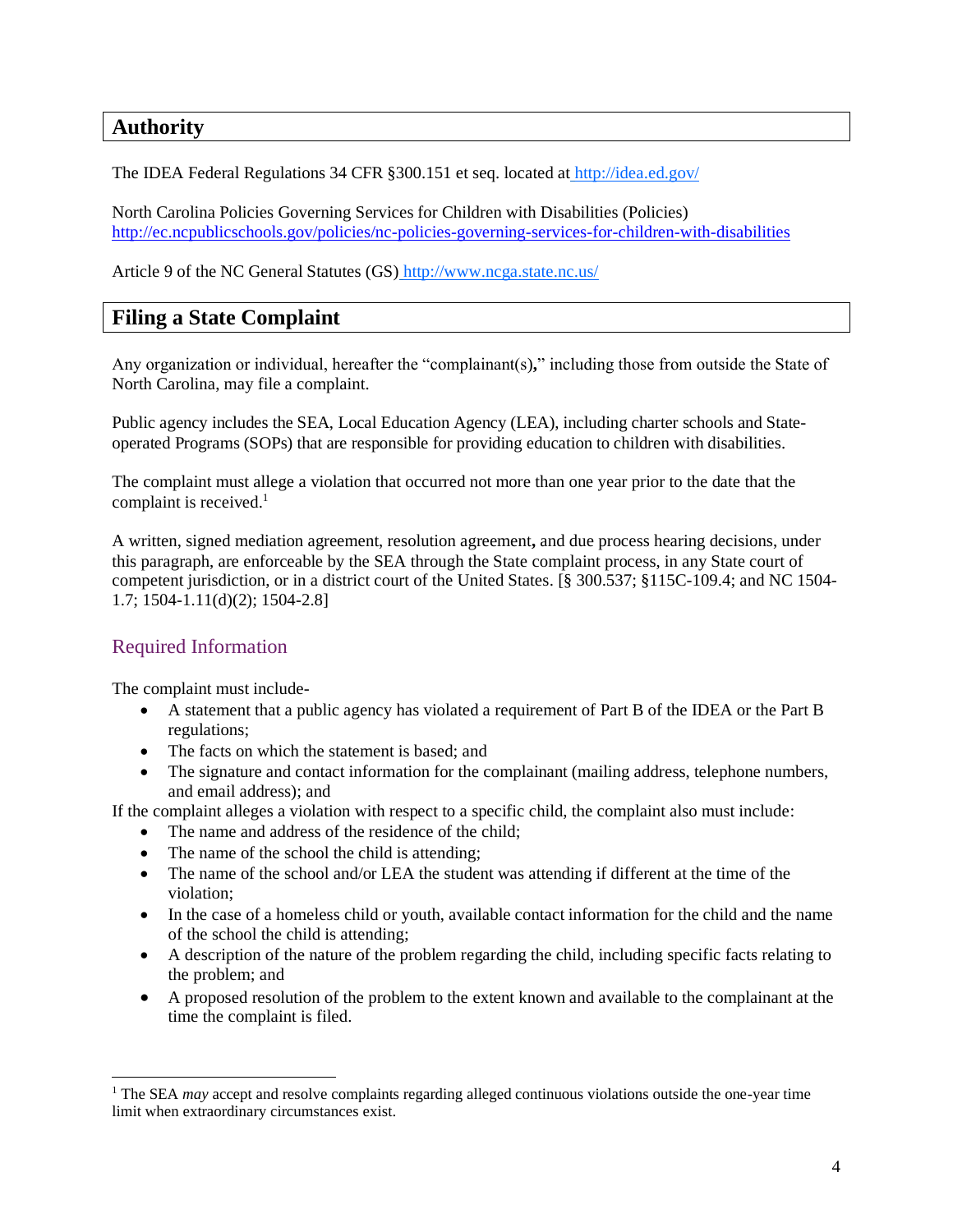## Authority

The IDEA Federal Regulations 34 CFR §300.151 et seq. located at http://idea.ed.gov/

North Carolina Policies Governing Services for Children with Disabilities (Policies) http://ec.ncpublicschools.gov/policies/nc-policies-governing-services-for-children-with-disabilities

Article 9 of the NC General Statutes (GS) http://www.ncga.state.nc.us/

## Filing a State Complaint

Any organization or individual, hereafter the "complainant(s)**,**" including those from outside the State of North Carolina, may file a complaint.

Public agency includes the SEA, Local Education Agency (LEA), including charter schools and State-operated Programs (SOPs) that are responsible for providing education to children with disabilities.

The complaint must allege a violation that occurred not more than one year prior to the date that the complaint is received.[1]

A written, signed mediation agreement, resolution agreement**,** and due process hearing decisions, under this paragraph, are enforceable by the SEA through the State complaint process, in any State court of competent jurisdiction, or in a district court of the United States. [§ 300.537; §115C-109.4; and NC 1504-1.7; 1504-1.11(d)(2); 1504-2.8]

### Required Information

The complaint must include-

- A statement that a public agency has violated a requirement of Part B of the IDEA or the Part B regulations;
- The facts on which the statement is based; and
- The signature and contact information for the complainant (mailing address, telephone numbers, and email address); and

If the complaint alleges a violation with respect to a specific child, the complaint also must include:

- The name and address of the residence of the child;
- The name of the school the child is attending;
- The name of the school and/or LEA the student was attending if different at the time of the violation;
- In the case of a homeless child or youth, available contact information for the child and the name of the school the child is attending;
- A description of the nature of the problem regarding the child, including specific facts relating to the problem; and
- A proposed resolution of the problem to the extent known and available to the complainant at the time the complaint is filed.

---

[1] The SEA *may* accept and resolve complaints regarding alleged continuous violations outside the one-year time limit when extraordinary circumstances exist.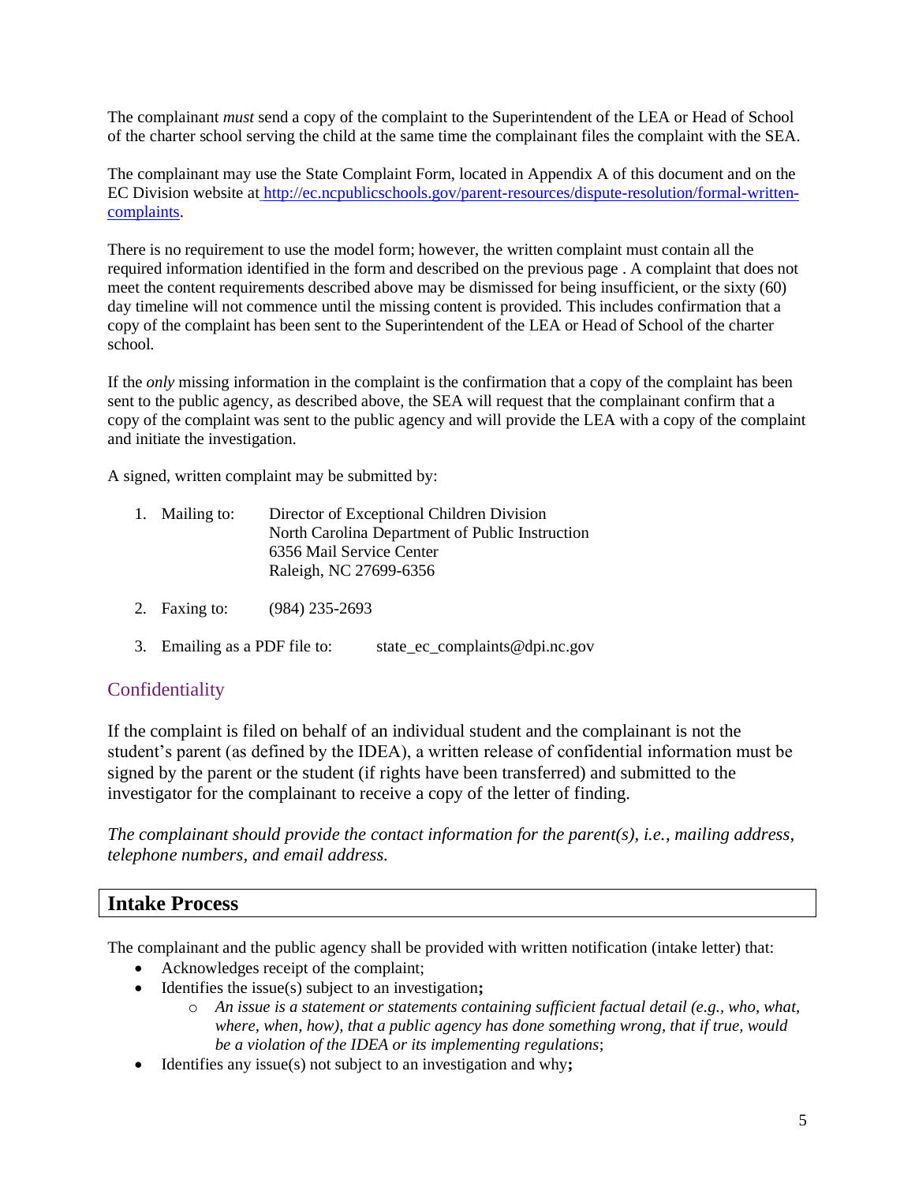The complainant *must* send a copy of the complaint to the Superintendent of the LEA or Head of School of the charter school serving the child at the same time the complainant files the complaint with the SEA.

The complainant may use the State Complaint Form, located in Appendix A of this document and on the EC Division website at [http://ec.ncpublicschools.gov/parent-resources/dispute-resolution/formal-written-complaints](http://ec.ncpublicschools.gov/parent-resources/dispute-resolution/formal-written-complaints).

There is no requirement to use the model form; however, the written complaint must contain all the required information identified in the form and described on the previous page . A complaint that does not meet the content requirements described above may be dismissed for being insufficient, or the sixty (60) day timeline will not commence until the missing content is provided. This includes confirmation that a copy of the complaint has been sent to the Superintendent of the LEA or Head of School of the charter school.

If the *only* missing information in the complaint is the confirmation that a copy of the complaint has been sent to the public agency, as described above, the SEA will request that the complainant confirm that a copy of the complaint was sent to the public agency and will provide the LEA with a copy of the complaint and initiate the investigation.

A signed, written complaint may be submitted by:

1. Mailing to: Director of Exceptional Children Division
   North Carolina Department of Public Instruction
   6356 Mail Service Center
   Raleigh, NC 27699-6356
2. Faxing to: (984) 235-2693
3. Emailing as a PDF file to: state_ec_complaints@dpi.nc.gov

## Confidentiality

If the complaint is filed on behalf of an individual student and the complainant is not the student's parent (as defined by the IDEA), a written release of confidential information must be signed by the parent or the student (if rights have been transferred) and submitted to the investigator for the complainant to receive a copy of the letter of finding.

*The complainant should provide the contact information for the parent(s), i.e., mailing address, telephone numbers, and email address.*

## Intake Process

The complainant and the public agency shall be provided with written notification (intake letter) that:

- Acknowledges receipt of the complaint;
- Identifies the issue(s) subject to an investigation**;**
  - *An issue is a statement or statements containing sufficient factual detail (e.g., who, what, where, when, how), that a public agency has done something wrong, that if true, would be a violation of the IDEA or its implementing regulations*;
- Identifies any issue(s) not subject to an investigation and why**;**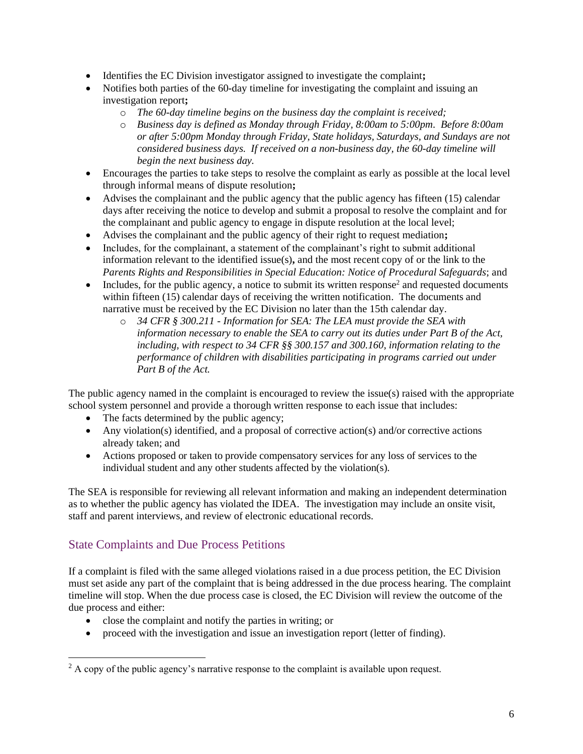- Identifies the EC Division investigator assigned to investigate the complaint**;**
- Notifies both parties of the 60-day timeline for investigating the complaint and issuing an investigation report**;**
  - *The 60-day timeline begins on the business day the complaint is received;*
  - *Business day is defined as Monday through Friday, 8:00am to 5:00pm. Before 8:00am or after 5:00pm Monday through Friday, State holidays, Saturdays, and Sundays are not considered business days. If received on a non-business day, the 60-day timeline will begin the next business day.*
- Encourages the parties to take steps to resolve the complaint as early as possible at the local level through informal means of dispute resolution**;**
- Advises the complainant and the public agency that the public agency has fifteen (15) calendar days after receiving the notice to develop and submit a proposal to resolve the complaint and for the complainant and public agency to engage in dispute resolution at the local level;
- Advises the complainant and the public agency of their right to request mediation**;**
- Includes, for the complainant, a statement of the complainant's right to submit additional information relevant to the identified issue(s)**,** and the most recent copy of or the link to the *Parents Rights and Responsibilities in Special Education: Notice of Procedural Safeguards*; and
- Includes, for the public agency, a notice to submit its written response[2] and requested documents within fifteen (15) calendar days of receiving the written notification. The documents and narrative must be received by the EC Division no later than the 15th calendar day.
  - *34 CFR § 300.211 - Information for SEA: The LEA must provide the SEA with information necessary to enable the SEA to carry out its duties under Part B of the Act, including, with respect to 34 CFR §§ 300.157 and 300.160, information relating to the performance of children with disabilities participating in programs carried out under Part B of the Act.*

The public agency named in the complaint is encouraged to review the issue(s) raised with the appropriate school system personnel and provide a thorough written response to each issue that includes:

- The facts determined by the public agency;
- Any violation(s) identified, and a proposal of corrective action(s) and/or corrective actions already taken; and
- Actions proposed or taken to provide compensatory services for any loss of services to the individual student and any other students affected by the violation(s).

The SEA is responsible for reviewing all relevant information and making an independent determination as to whether the public agency has violated the IDEA. The investigation may include an onsite visit, staff and parent interviews, and review of electronic educational records.

## State Complaints and Due Process Petitions

If a complaint is filed with the same alleged violations raised in a due process petition, the EC Division must set aside any part of the complaint that is being addressed in the due process hearing. The complaint timeline will stop. When the due process case is closed, the EC Division will review the outcome of the due process and either:

- close the complaint and notify the parties in writing; or
- proceed with the investigation and issue an investigation report (letter of finding).

---

[2] A copy of the public agency's narrative response to the complaint is available upon request.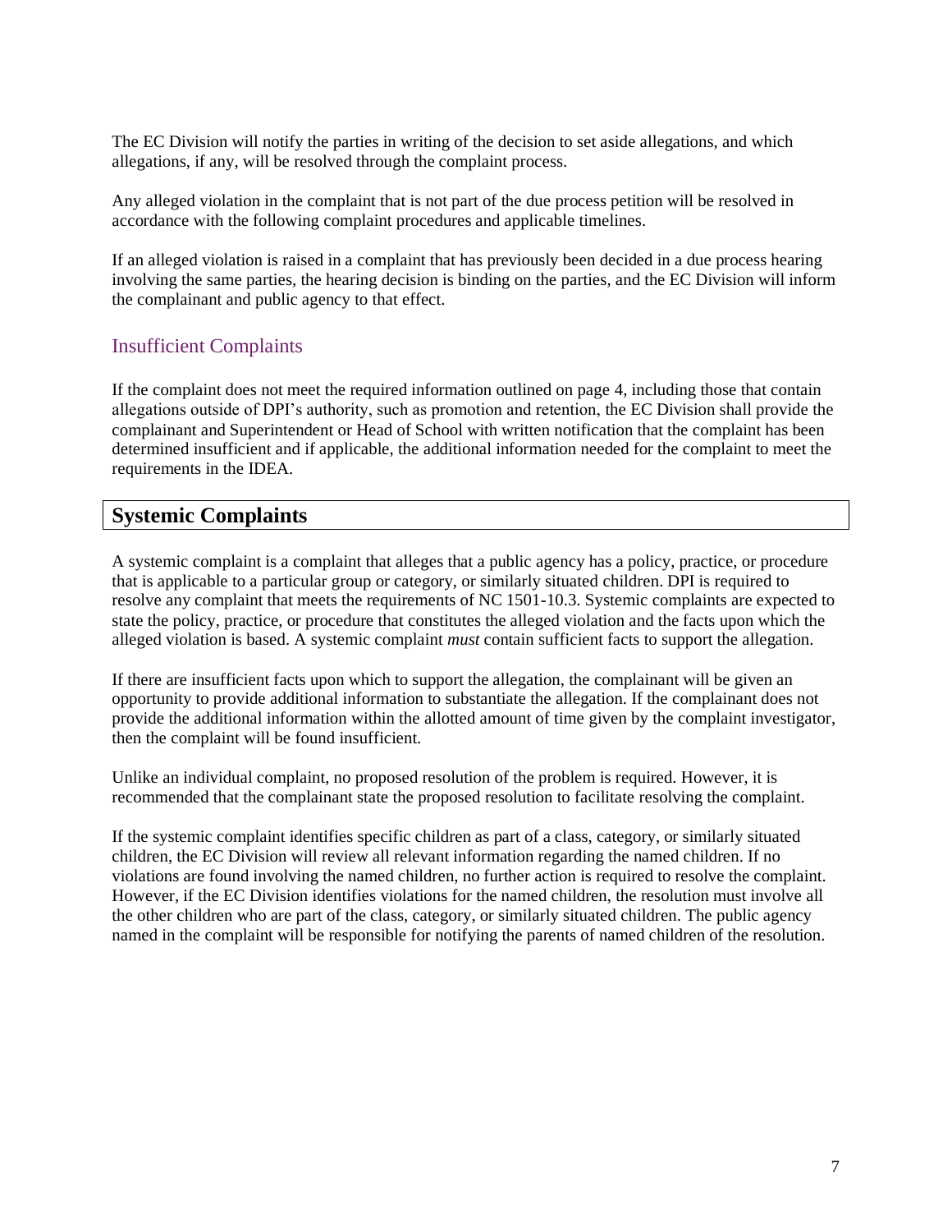The EC Division will notify the parties in writing of the decision to set aside allegations, and which allegations, if any, will be resolved through the complaint process.

Any alleged violation in the complaint that is not part of the due process petition will be resolved in accordance with the following complaint procedures and applicable timelines.

If an alleged violation is raised in a complaint that has previously been decided in a due process hearing involving the same parties, the hearing decision is binding on the parties, and the EC Division will inform the complainant and public agency to that effect.

### Insufficient Complaints

If the complaint does not meet the required information outlined on page 4, including those that contain allegations outside of DPI's authority, such as promotion and retention, the EC Division shall provide the complainant and Superintendent or Head of School with written notification that the complaint has been determined insufficient and if applicable, the additional information needed for the complaint to meet the requirements in the IDEA.

## Systemic Complaints

A systemic complaint is a complaint that alleges that a public agency has a policy, practice, or procedure that is applicable to a particular group or category, or similarly situated children. DPI is required to resolve any complaint that meets the requirements of NC 1501-10.3. Systemic complaints are expected to state the policy, practice, or procedure that constitutes the alleged violation and the facts upon which the alleged violation is based. A systemic complaint *must* contain sufficient facts to support the allegation.

If there are insufficient facts upon which to support the allegation, the complainant will be given an opportunity to provide additional information to substantiate the allegation. If the complainant does not provide the additional information within the allotted amount of time given by the complaint investigator, then the complaint will be found insufficient.

Unlike an individual complaint, no proposed resolution of the problem is required. However, it is recommended that the complainant state the proposed resolution to facilitate resolving the complaint.

If the systemic complaint identifies specific children as part of a class, category, or similarly situated children, the EC Division will review all relevant information regarding the named children. If no violations are found involving the named children, no further action is required to resolve the complaint. However, if the EC Division identifies violations for the named children, the resolution must involve all the other children who are part of the class, category, or similarly situated children. The public agency named in the complaint will be responsible for notifying the parents of named children of the resolution.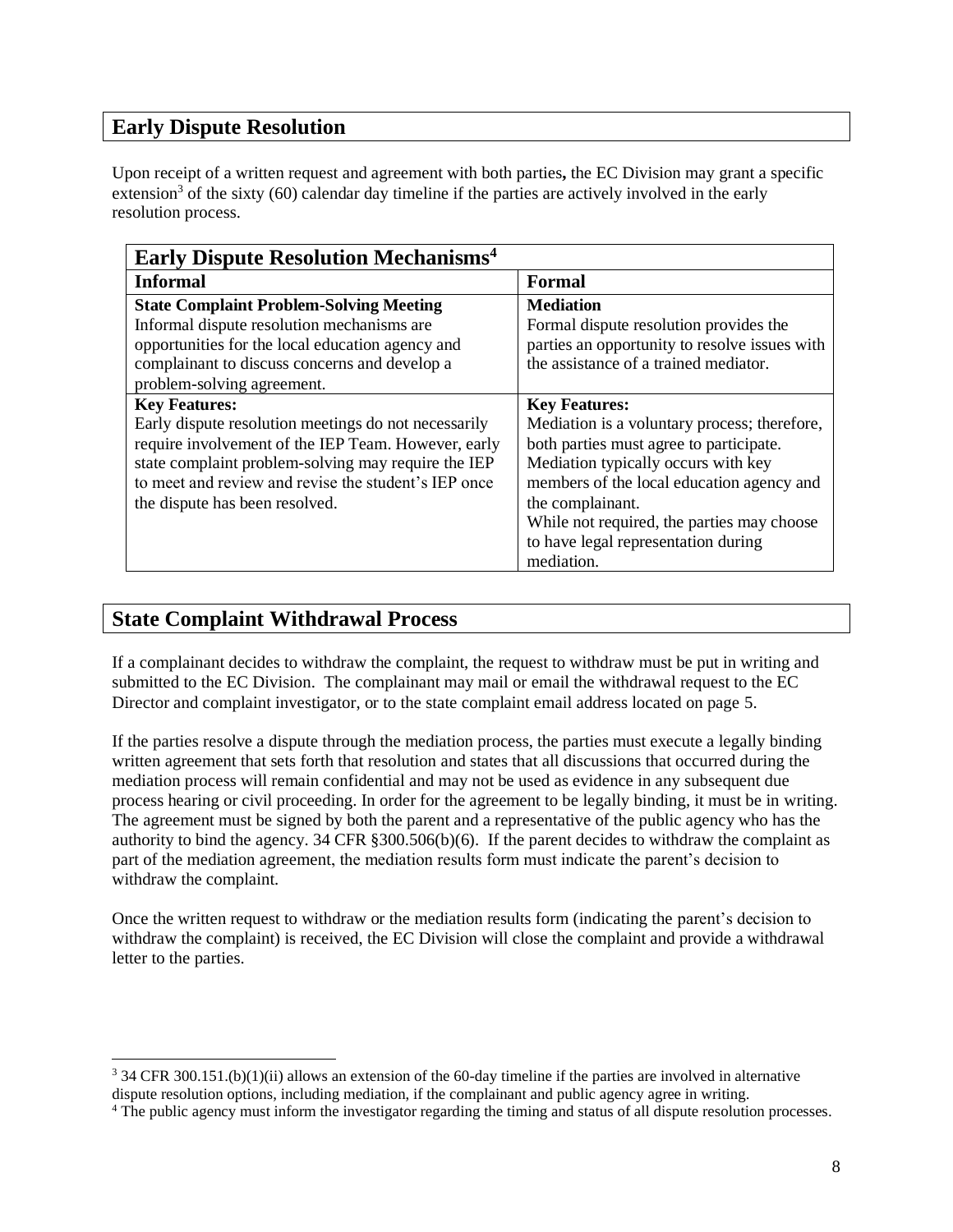## Early Dispute Resolution

Upon receipt of a written request and agreement with both parties**,** the EC Division may grant a specific extension[3] of the sixty (60) calendar day timeline if the parties are actively involved in the early resolution process.

| **Early Dispute Resolution Mechanisms[4]** | |
|---|---|
| **Informal** | **Formal** |
| **State Complaint Problem-Solving Meeting**<br>Informal dispute resolution mechanisms are opportunities for the local education agency and complainant to discuss concerns and develop a problem-solving agreement. | **Mediation**<br>Formal dispute resolution provides the parties an opportunity to resolve issues with the assistance of a trained mediator. |
| **Key Features:**<br>Early dispute resolution meetings do not necessarily require involvement of the IEP Team. However, early state complaint problem-solving may require the IEP to meet and review and revise the student's IEP once the dispute has been resolved. | **Key Features:**<br>Mediation is a voluntary process; therefore, both parties must agree to participate.<br>Mediation typically occurs with key members of the local education agency and the complainant.<br>While not required, the parties may choose to have legal representation during mediation. |

## State Complaint Withdrawal Process

If a complainant decides to withdraw the complaint, the request to withdraw must be put in writing and submitted to the EC Division. The complainant may mail or email the withdrawal request to the EC Director and complaint investigator, or to the state complaint email address located on page 5.

If the parties resolve a dispute through the mediation process, the parties must execute a legally binding written agreement that sets forth that resolution and states that all discussions that occurred during the mediation process will remain confidential and may not be used as evidence in any subsequent due process hearing or civil proceeding. In order for the agreement to be legally binding, it must be in writing. The agreement must be signed by both the parent and a representative of the public agency who has the authority to bind the agency. 34 CFR §300.506(b)(6). If the parent decides to withdraw the complaint as part of the mediation agreement, the mediation results form must indicate the parent's decision to withdraw the complaint.

Once the written request to withdraw or the mediation results form (indicating the parent's decision to withdraw the complaint) is received, the EC Division will close the complaint and provide a withdrawal letter to the parties.

---

[3] 34 CFR 300.151.(b)(1)(ii) allows an extension of the 60-day timeline if the parties are involved in alternative dispute resolution options, including mediation, if the complainant and public agency agree in writing.

[4] The public agency must inform the investigator regarding the timing and status of all dispute resolution processes.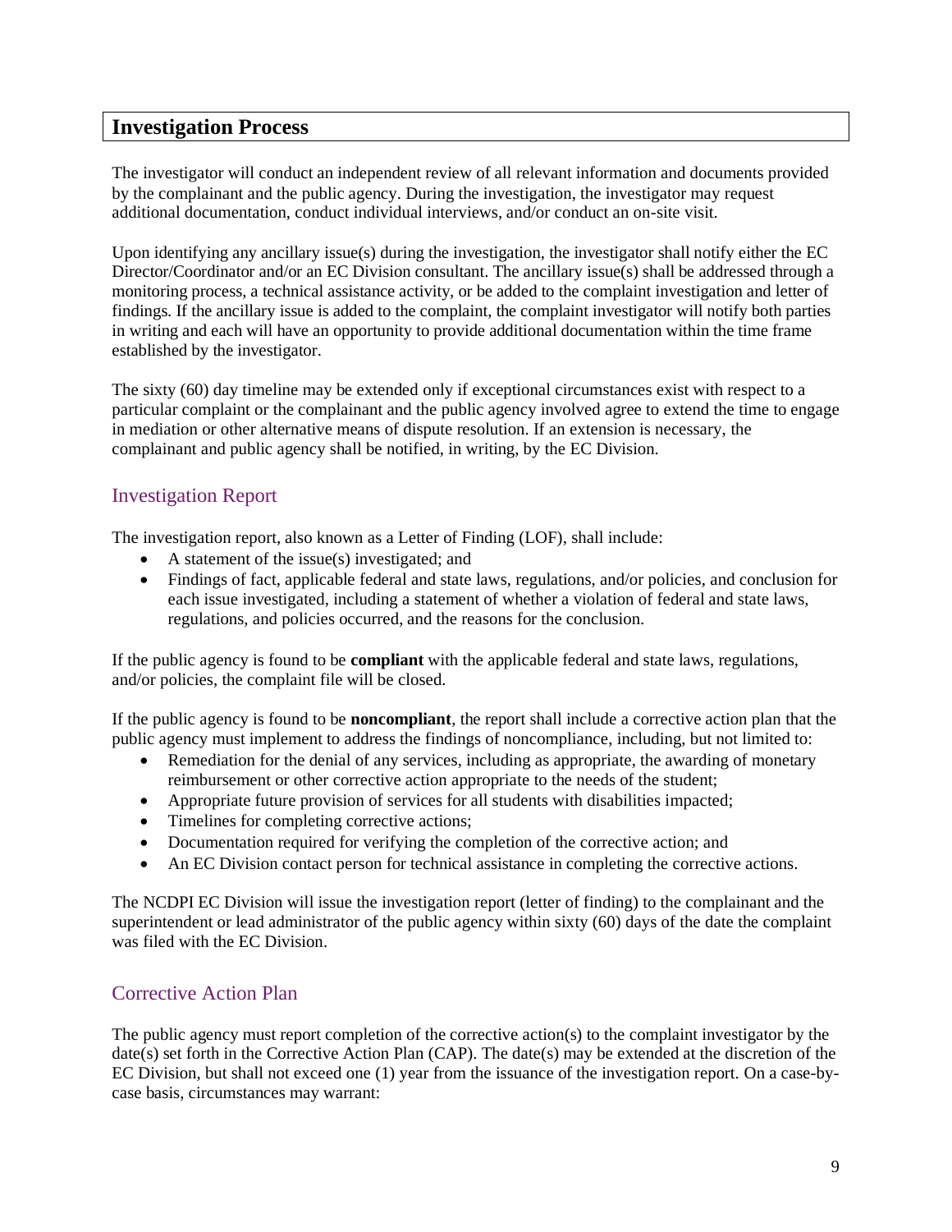## Investigation Process

The investigator will conduct an independent review of all relevant information and documents provided by the complainant and the public agency. During the investigation, the investigator may request additional documentation, conduct individual interviews, and/or conduct an on-site visit.

Upon identifying any ancillary issue(s) during the investigation, the investigator shall notify either the EC Director/Coordinator and/or an EC Division consultant. The ancillary issue(s) shall be addressed through a monitoring process, a technical assistance activity, or be added to the complaint investigation and letter of findings. If the ancillary issue is added to the complaint, the complaint investigator will notify both parties in writing and each will have an opportunity to provide additional documentation within the time frame established by the investigator.

The sixty (60) day timeline may be extended only if exceptional circumstances exist with respect to a particular complaint or the complainant and the public agency involved agree to extend the time to engage in mediation or other alternative means of dispute resolution. If an extension is necessary, the complainant and public agency shall be notified, in writing, by the EC Division.

### Investigation Report

The investigation report, also known as a Letter of Finding (LOF), shall include:

- A statement of the issue(s) investigated; and
- Findings of fact, applicable federal and state laws, regulations, and/or policies, and conclusion for each issue investigated, including a statement of whether a violation of federal and state laws, regulations, and policies occurred, and the reasons for the conclusion.

If the public agency is found to be **compliant** with the applicable federal and state laws, regulations, and/or policies, the complaint file will be closed.

If the public agency is found to be **noncompliant**, the report shall include a corrective action plan that the public agency must implement to address the findings of noncompliance, including, but not limited to:

- Remediation for the denial of any services, including as appropriate, the awarding of monetary reimbursement or other corrective action appropriate to the needs of the student;
- Appropriate future provision of services for all students with disabilities impacted;
- Timelines for completing corrective actions;
- Documentation required for verifying the completion of the corrective action; and
- An EC Division contact person for technical assistance in completing the corrective actions.

The NCDPI EC Division will issue the investigation report (letter of finding) to the complainant and the superintendent or lead administrator of the public agency within sixty (60) days of the date the complaint was filed with the EC Division.

### Corrective Action Plan

The public agency must report completion of the corrective action(s) to the complaint investigator by the date(s) set forth in the Corrective Action Plan (CAP). The date(s) may be extended at the discretion of the EC Division, but shall not exceed one (1) year from the issuance of the investigation report. On a case-by-case basis, circumstances may warrant: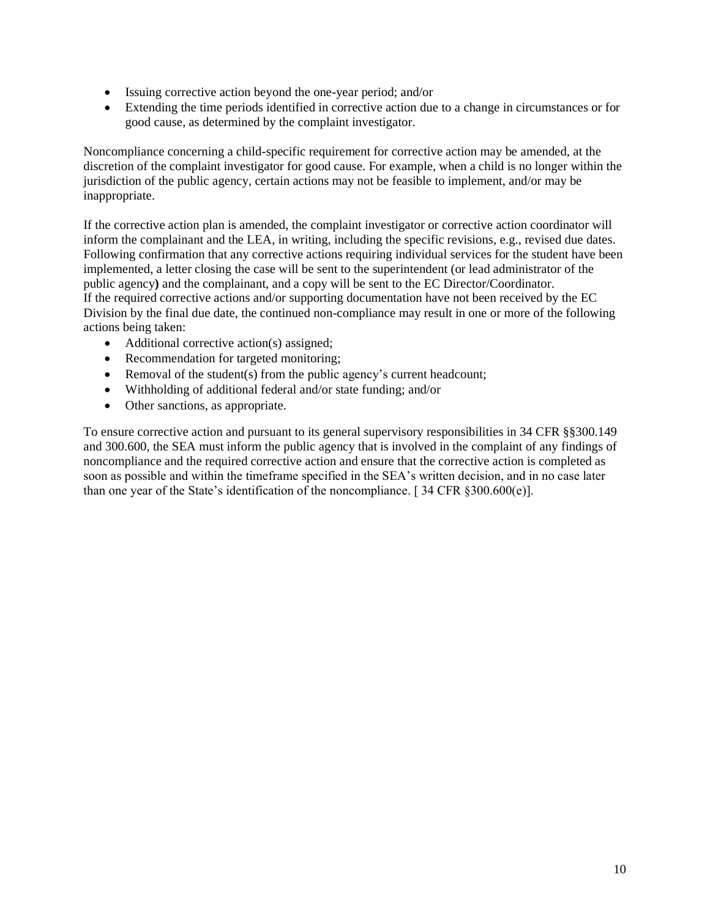- Issuing corrective action beyond the one-year period; and/or
- Extending the time periods identified in corrective action due to a change in circumstances or for good cause, as determined by the complaint investigator.

Noncompliance concerning a child-specific requirement for corrective action may be amended, at the discretion of the complaint investigator for good cause. For example, when a child is no longer within the jurisdiction of the public agency, certain actions may not be feasible to implement, and/or may be inappropriate.

If the corrective action plan is amended, the complaint investigator or corrective action coordinator will inform the complainant and the LEA, in writing, including the specific revisions, e.g., revised due dates. Following confirmation that any corrective actions requiring individual services for the student have been implemented, a letter closing the case will be sent to the superintendent (or lead administrator of the public agency**)** and the complainant, and a copy will be sent to the EC Director/Coordinator.
If the required corrective actions and/or supporting documentation have not been received by the EC Division by the final due date, the continued non-compliance may result in one or more of the following actions being taken:

- Additional corrective action(s) assigned;
- Recommendation for targeted monitoring;
- Removal of the student(s) from the public agency's current headcount;
- Withholding of additional federal and/or state funding; and/or
- Other sanctions, as appropriate.

To ensure corrective action and pursuant to its general supervisory responsibilities in 34 CFR §§300.149 and 300.600, the SEA must inform the public agency that is involved in the complaint of any findings of noncompliance and the required corrective action and ensure that the corrective action is completed as soon as possible and within the timeframe specified in the SEA's written decision, and in no case later than one year of the State's identification of the noncompliance. [ 34 CFR §300.600(e)].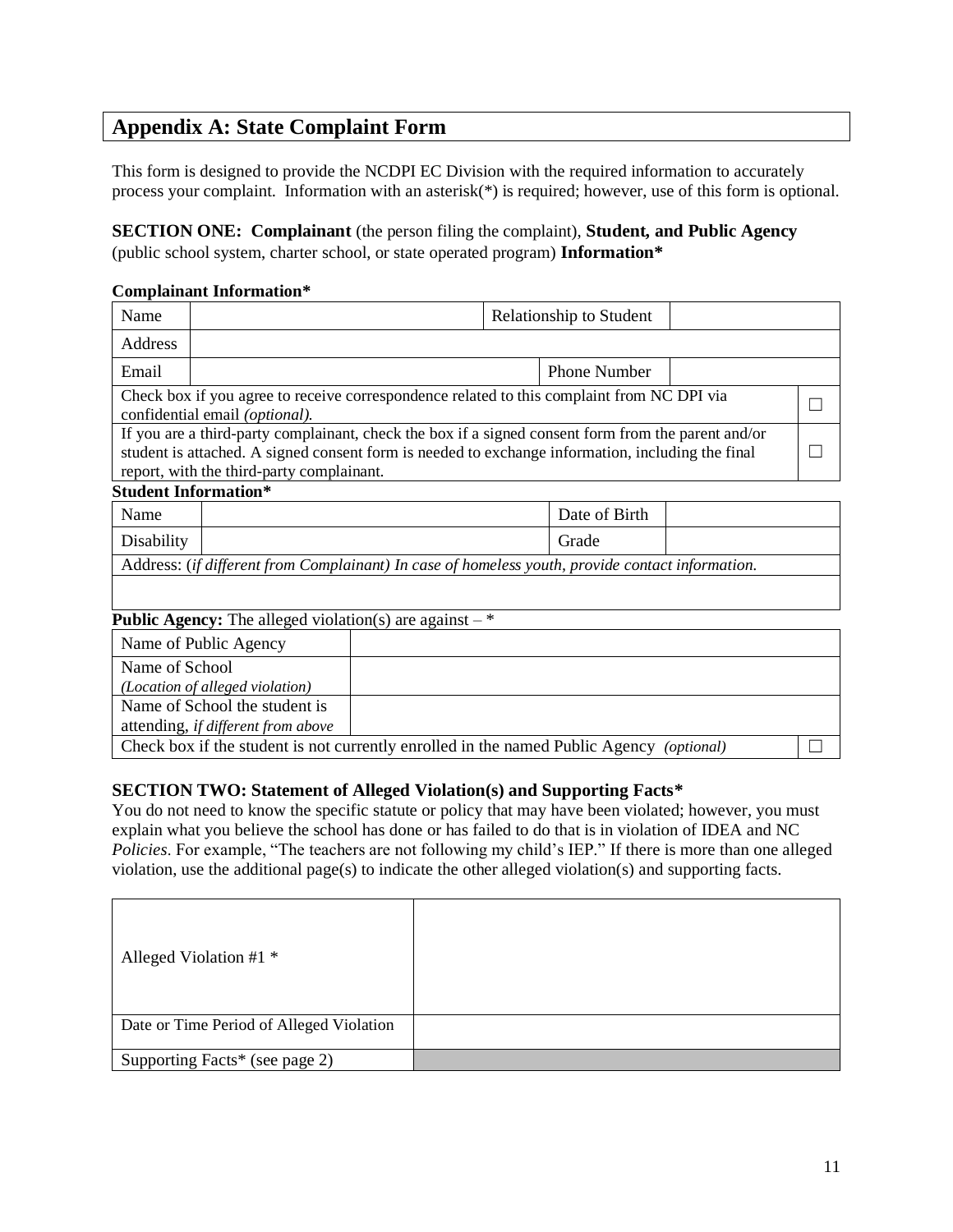## Appendix A: State Complaint Form

This form is designed to provide the NCDPI EC Division with the required information to accurately process your complaint. Information with an asterisk(*) is required; however, use of this form is optional.

**SECTION ONE: Complainant** (the person filing the complaint), **Student, and Public Agency** (public school system, charter school, or state operated program) **Information***

**Complainant Information***

| Name | | Relationship to Student | |
|---|---|---|---|
| Address | | | |
| Email | | Phone Number | |
| Check box if you agree to receive correspondence related to this complaint from NC DPI via confidential email *(optional).* | | | ☐ |
| If you are a third-party complainant, check the box if a signed consent form from the parent and/or student is attached. A signed consent form is needed to exchange information, including the final report, with the third-party complainant. | | | ☐ |

**Student Information***

| Name | | Date of Birth | |
|---|---|---|---|
| Disability | | Grade | |
| Address: (*if different from Complainant) In case of homeless youth, provide contact information.* | | | |
| | | | |

**Public Agency:** The alleged violation(s) are against – *

| Name of Public Agency | | |
|---|---|---|
| Name of School<br>*(Location of alleged violation)* | | |
| Name of School the student is attending, *if different from above* | | |
| Check box if the student is not currently enrolled in the named Public Agency *(optional)* | | ☐ |

**SECTION TWO: Statement of Alleged Violation(s) and Supporting Facts***

You do not need to know the specific statute or policy that may have been violated; however, you must explain what you believe the school has done or has failed to do that is in violation of IDEA and NC *Policies*. For example, "The teachers are not following my child's IEP." If there is more than one alleged violation, use the additional page(s) to indicate the other alleged violation(s) and supporting facts.

| Alleged Violation #1 * | |
|---|---|
| Date or Time Period of Alleged Violation | |
| Supporting Facts* (see page 2) | |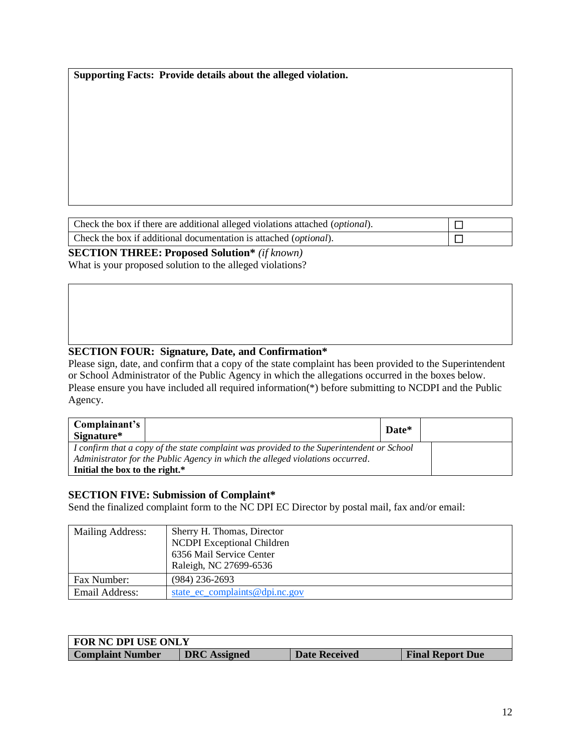| **Supporting Facts: Provide details about the alleged violation.** |
|---|
| |

| | |
|---|---|
| Check the box if there are additional alleged violations attached (*optional*). | ☐ |
| Check the box if additional documentation is attached (*optional*). | ☐ |

**SECTION THREE: Proposed Solution\*** *(if known)*

What is your proposed solution to the alleged violations?

| |
|---|
| |

**SECTION FOUR: Signature, Date, and Confirmation\***

Please sign, date, and confirm that a copy of the state complaint has been provided to the Superintendent or School Administrator of the Public Agency in which the allegations occurred in the boxes below. Please ensure you have included all required information(*) before submitting to NCDPI and the Public Agency.

| **Complainant's Signature\*** | | **Date\*** | |
|---|---|---|---|
| *I confirm that a copy of the state complaint was provided to the Superintendent or School Administrator for the Public Agency in which the alleged violations occurred.* **Initial the box to the right.\*** | | | |

**SECTION FIVE: Submission of Complaint\***

Send the finalized complaint form to the NC DPI EC Director by postal mail, fax and/or email:

| | |
|---|---|
| Mailing Address: | Sherry H. Thomas, Director<br>NCDPI Exceptional Children<br>6356 Mail Service Center<br>Raleigh, NC 27699-6536 |
| Fax Number: | (984) 236-2693 |
| Email Address: | state_ec_complaints@dpi.nc.gov |

| **FOR NC DPI USE ONLY** | | | |
|---|---|---|---|
| **Complaint Number** | **DRC Assigned** | **Date Received** | **Final Report Due** |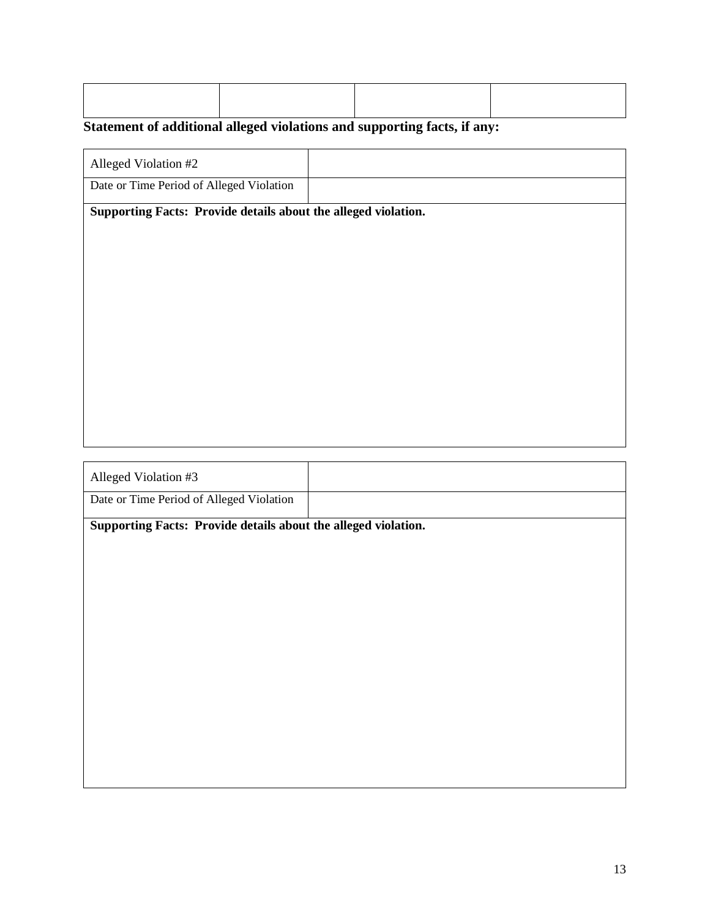| | | | |
|---|---|---|---|
| | | | |

**Statement of additional alleged violations and supporting facts, if any:**

| Alleged Violation #2 | |
|---|---|
| Date or Time Period of Alleged Violation | |
| **Supporting Facts: Provide details about the alleged violation.** | |

| Alleged Violation #3 | |
|---|---|
| Date or Time Period of Alleged Violation | |
| **Supporting Facts: Provide details about the alleged violation.** | |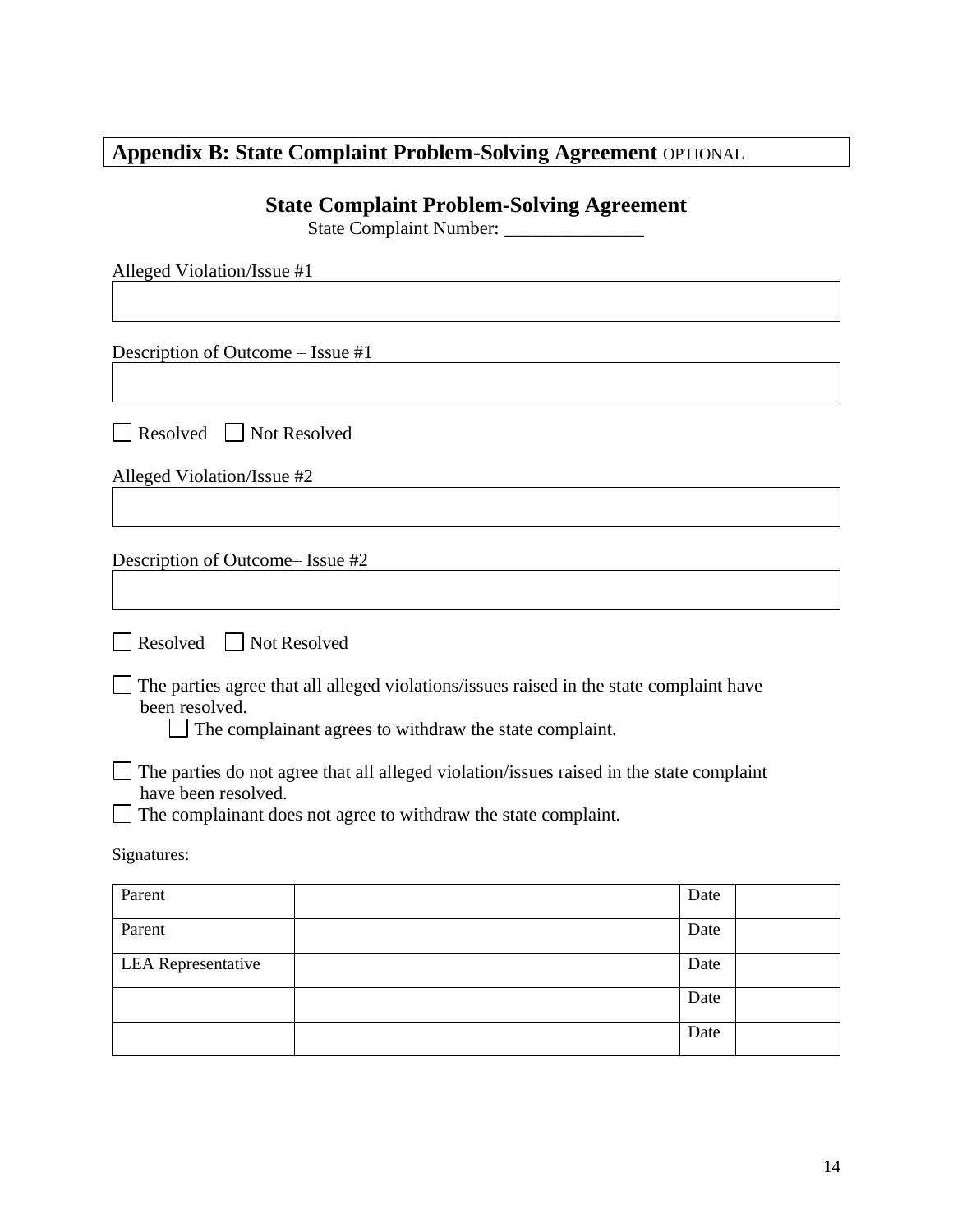## Appendix B: State Complaint Problem-Solving Agreement OPTIONAL

### State Complaint Problem-Solving Agreement

State Complaint Number: _______________

Alleged Violation/Issue #1

| |
|---|
| |

Description of Outcome – Issue #1

| |
|---|
| |

☐ Resolved ☐ Not Resolved

Alleged Violation/Issue #2

| |
|---|
| |

Description of Outcome– Issue #2

| |
|---|
| |

☐ Resolved ☐ Not Resolved

☐ The parties agree that all alleged violations/issues raised in the state complaint have been resolved.

☐ The complainant agrees to withdraw the state complaint.

☐ The parties do not agree that all alleged violation/issues raised in the state complaint have been resolved.

☐ The complainant does not agree to withdraw the state complaint.

Signatures:

| | | | |
|---|---|---|---|
| Parent | | Date | |
| Parent | | Date | |
| LEA Representative | | Date | |
| | | Date | |
| | | Date | |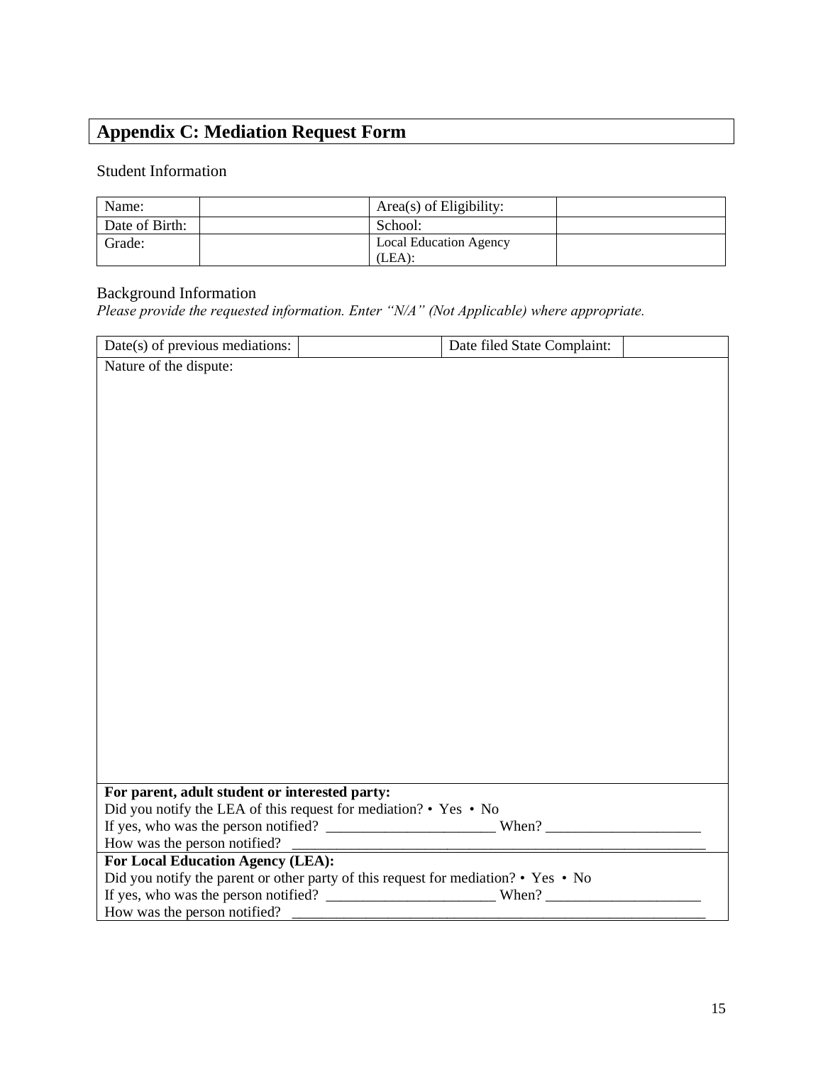# Appendix C: Mediation Request Form

Student Information

| Name: | | Area(s) of Eligibility: | |
|---|---|---|---|
| Date of Birth: | | School: | |
| Grade: | | Local Education Agency (LEA): | |

Background Information

*Please provide the requested information. Enter “N/A” (Not Applicable) where appropriate.*

| Date(s) of previous mediations: | | Date filed State Complaint: | |
|---|---|---|---|
| Nature of the dispute: | | | |

**For parent, adult student or interested party:**

Did you notify the LEA of this request for mediation? • Yes • No

If yes, who was the person notified? _______________________ When? _____________________

How was the person notified? ___________________________________________________________

**For Local Education Agency (LEA):**

Did you notify the parent or other party of this request for mediation? • Yes • No

If yes, who was the person notified? _______________________ When? _____________________

How was the person notified? ___________________________________________________________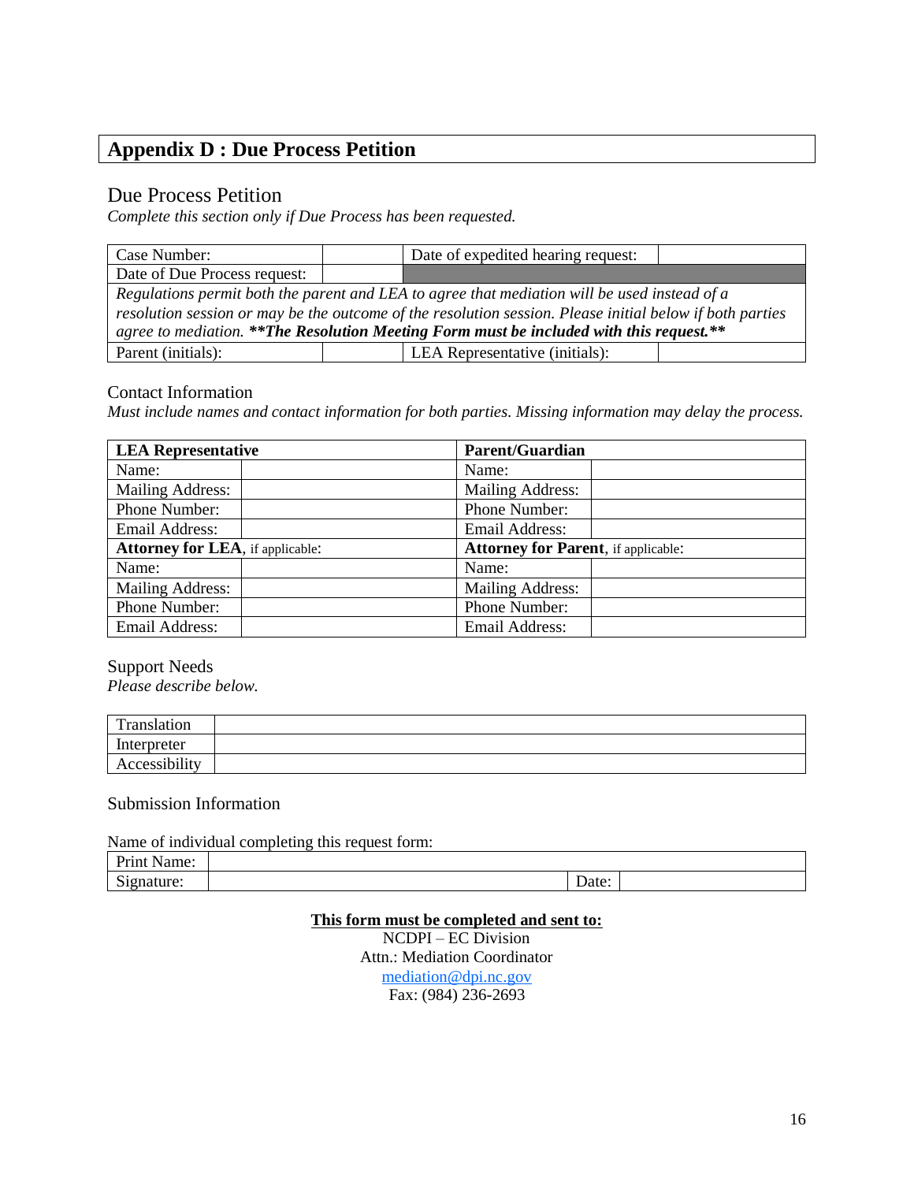# Appendix D : Due Process Petition

## Due Process Petition

*Complete this section only if Due Process has been requested.*

| Case Number: | | Date of expedited hearing request: | |
|---|---|---|---|
| Date of Due Process request: | | | |
| *Regulations permit both the parent and LEA to agree that mediation will be used instead of a resolution session or may be the outcome of the resolution session. Please initial below if both parties agree to mediation.* ***\*\*The Resolution Meeting Form must be included with this request.\*\**** | | | |
| Parent (initials): | | LEA Representative (initials): | |

## Contact Information

*Must include names and contact information for both parties. Missing information may delay the process.*

| **LEA Representative** | | **Parent/Guardian** | |
|---|---|---|---|
| Name: | | Name: | |
| Mailing Address: | | Mailing Address: | |
| Phone Number: | | Phone Number: | |
| Email Address: | | Email Address: | |
| **Attorney for LEA**, if applicable: | | **Attorney for Parent**, if applicable: | |
| Name: | | Name: | |
| Mailing Address: | | Mailing Address: | |
| Phone Number: | | Phone Number: | |
| Email Address: | | Email Address: | |

## Support Needs

*Please describe below.*

| Translation | |
|---|---|
| Interpreter | |
| Accessibility | |

## Submission Information

Name of individual completing this request form:

| Print Name: | | | |
|---|---|---|---|
| Signature: | | Date: | |

**<u>This form must be completed and sent to:</u>**

NCDPI – EC Division
Attn.: Mediation Coordinator
mediation@dpi.nc.gov
Fax: (984) 236-2693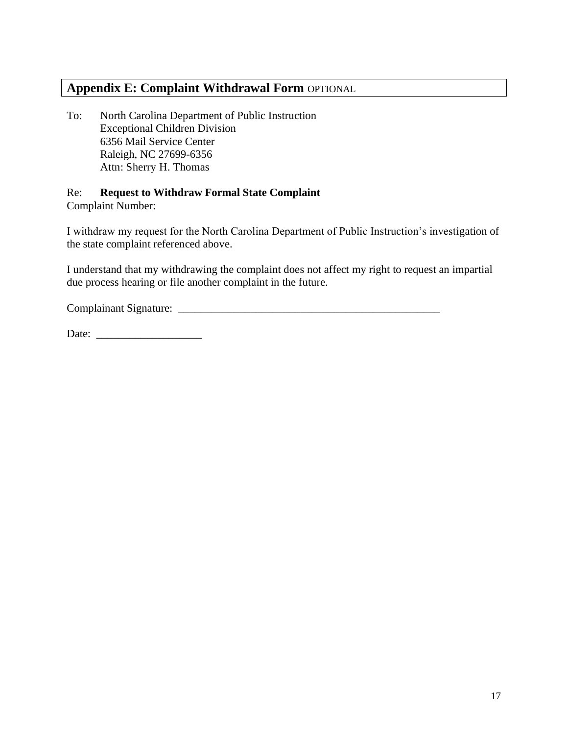## Appendix E: Complaint Withdrawal Form OPTIONAL

To: North Carolina Department of Public Instruction
Exceptional Children Division
6356 Mail Service Center
Raleigh, NC 27699-6356
Attn: Sherry H. Thomas

Re: **Request to Withdraw Formal State Complaint**
Complaint Number:

I withdraw my request for the North Carolina Department of Public Instruction's investigation of the state complaint referenced above.

I understand that my withdrawing the complaint does not affect my right to request an impartial due process hearing or file another complaint in the future.

Complainant Signature: ________________________________________________

Date: ___________________